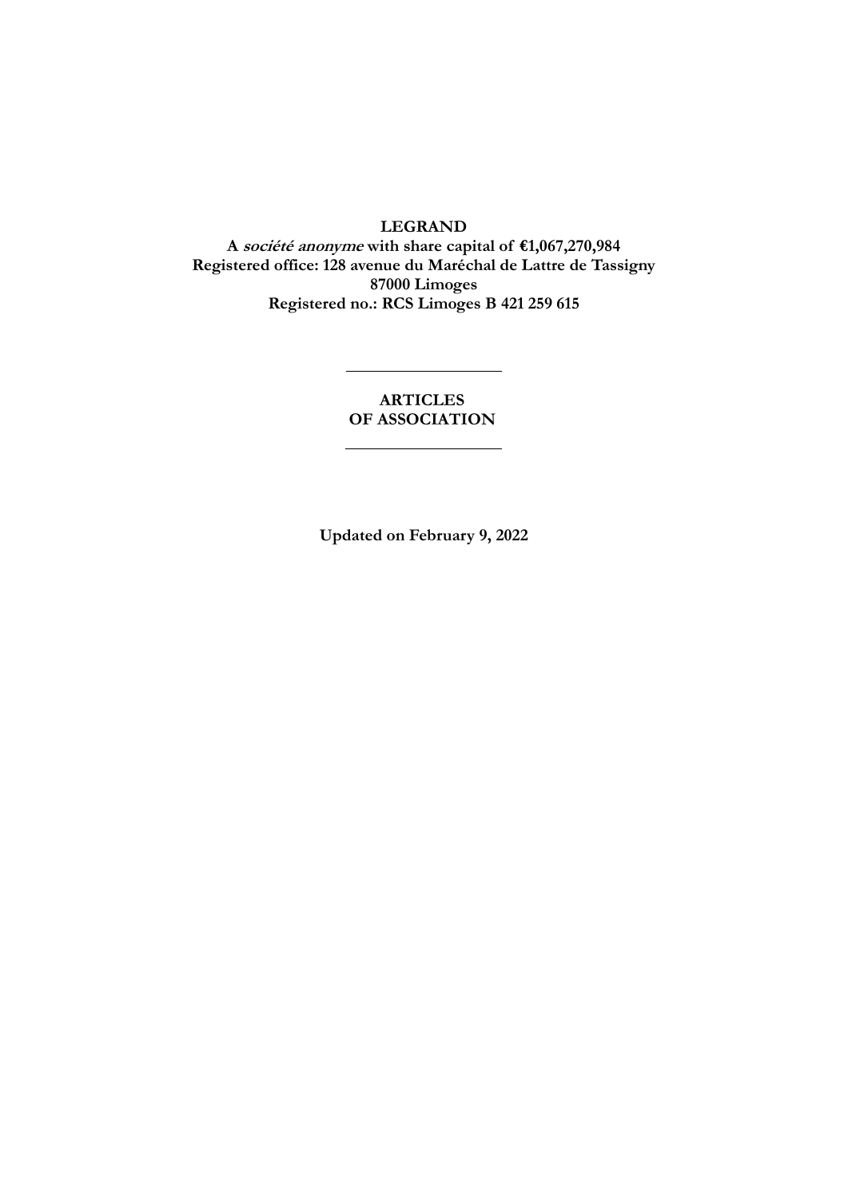**LEGRAND**

**A *société anonyme* with share capital of €1,067,270,984**

**Registered office: 128 avenue du Maréchal de Lattre de Tassigny**

**87000 Limoges**

**Registered no.: RCS Limoges B 421 259 615**

---

# ARTICLES OF ASSOCIATION

---

**Updated on February 9, 2022**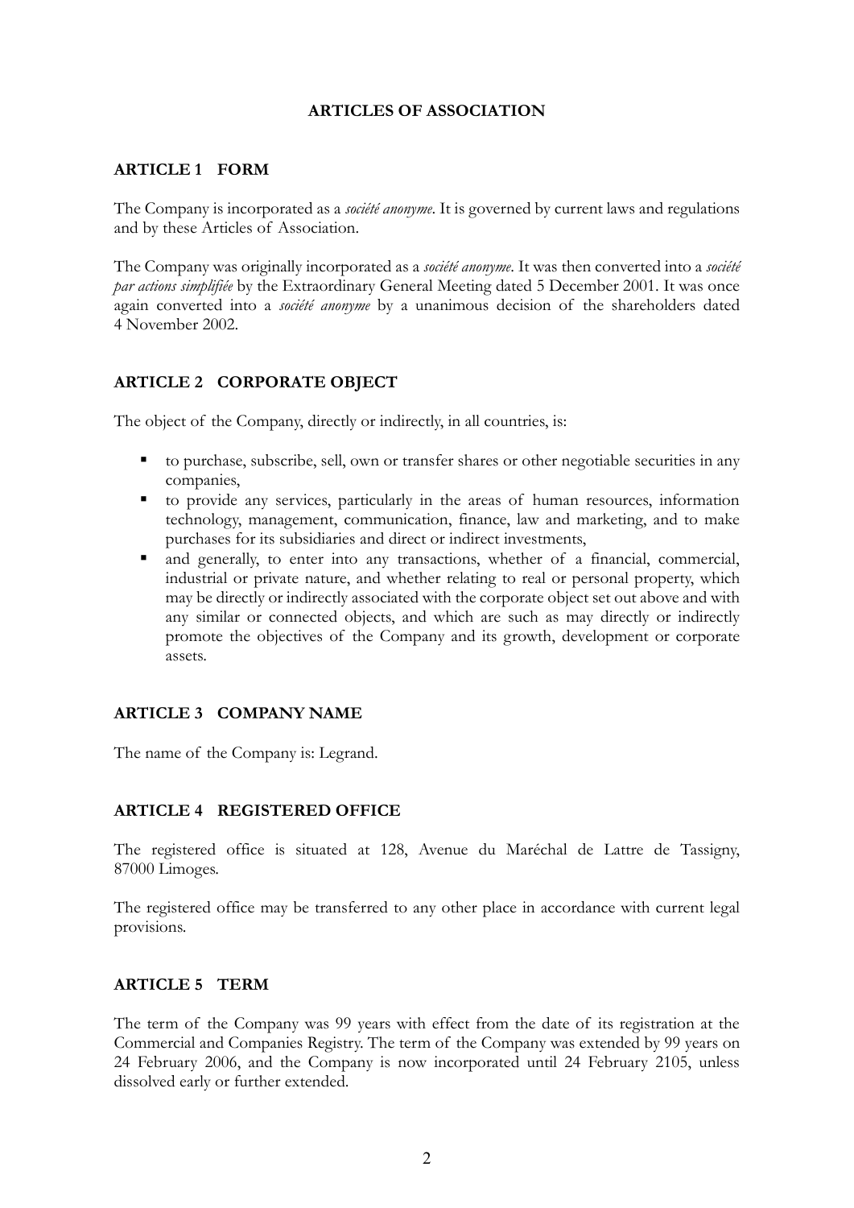# ARTICLES OF ASSOCIATION

## ARTICLE 1 FORM

The Company is incorporated as a *société anonyme*. It is governed by current laws and regulations and by these Articles of Association.

The Company was originally incorporated as a *société anonyme*. It was then converted into a *société par actions simplifiée* by the Extraordinary General Meeting dated 5 December 2001. It was once again converted into a *société anonyme* by a unanimous decision of the shareholders dated 4 November 2002.

## ARTICLE 2 CORPORATE OBJECT

The object of the Company, directly or indirectly, in all countries, is:

- to purchase, subscribe, sell, own or transfer shares or other negotiable securities in any companies,
- to provide any services, particularly in the areas of human resources, information technology, management, communication, finance, law and marketing, and to make purchases for its subsidiaries and direct or indirect investments,
- and generally, to enter into any transactions, whether of a financial, commercial, industrial or private nature, and whether relating to real or personal property, which may be directly or indirectly associated with the corporate object set out above and with any similar or connected objects, and which are such as may directly or indirectly promote the objectives of the Company and its growth, development or corporate assets.

## ARTICLE 3 COMPANY NAME

The name of the Company is: Legrand.

## ARTICLE 4 REGISTERED OFFICE

The registered office is situated at 128, Avenue du Maréchal de Lattre de Tassigny, 87000 Limoges.

The registered office may be transferred to any other place in accordance with current legal provisions.

## ARTICLE 5 TERM

The term of the Company was 99 years with effect from the date of its registration at the Commercial and Companies Registry. The term of the Company was extended by 99 years on 24 February 2006, and the Company is now incorporated until 24 February 2105, unless dissolved early or further extended.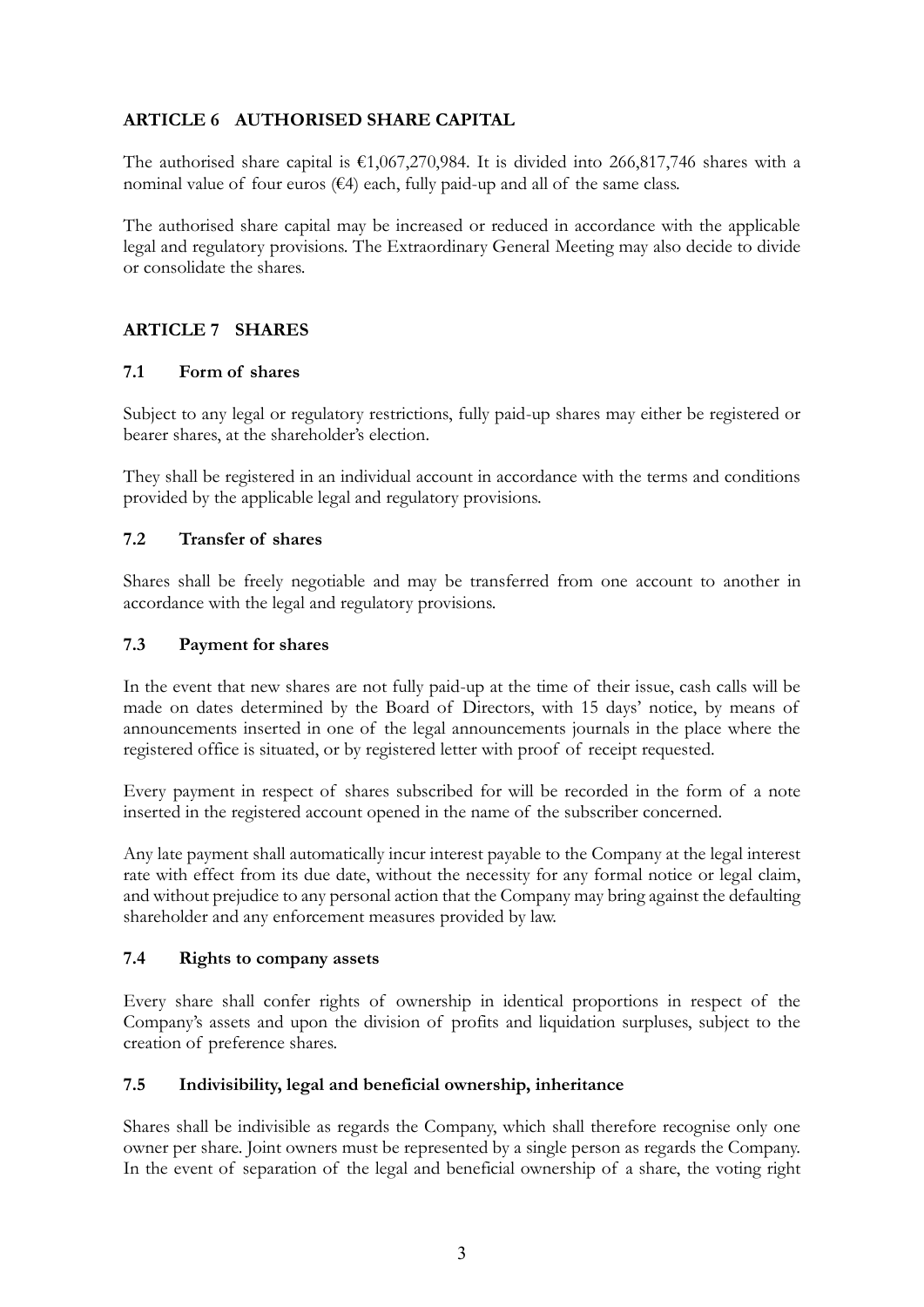## ARTICLE 6 AUTHORISED SHARE CAPITAL

The authorised share capital is €1,067,270,984. It is divided into 266,817,746 shares with a nominal value of four euros (€4) each, fully paid-up and all of the same class.

The authorised share capital may be increased or reduced in accordance with the applicable legal and regulatory provisions. The Extraordinary General Meeting may also decide to divide or consolidate the shares.

## ARTICLE 7 SHARES

### 7.1 Form of shares

Subject to any legal or regulatory restrictions, fully paid-up shares may either be registered or bearer shares, at the shareholder's election.

They shall be registered in an individual account in accordance with the terms and conditions provided by the applicable legal and regulatory provisions.

### 7.2 Transfer of shares

Shares shall be freely negotiable and may be transferred from one account to another in accordance with the legal and regulatory provisions.

### 7.3 Payment for shares

In the event that new shares are not fully paid-up at the time of their issue, cash calls will be made on dates determined by the Board of Directors, with 15 days' notice, by means of announcements inserted in one of the legal announcements journals in the place where the registered office is situated, or by registered letter with proof of receipt requested.

Every payment in respect of shares subscribed for will be recorded in the form of a note inserted in the registered account opened in the name of the subscriber concerned.

Any late payment shall automatically incur interest payable to the Company at the legal interest rate with effect from its due date, without the necessity for any formal notice or legal claim, and without prejudice to any personal action that the Company may bring against the defaulting shareholder and any enforcement measures provided by law.

### 7.4 Rights to company assets

Every share shall confer rights of ownership in identical proportions in respect of the Company's assets and upon the division of profits and liquidation surpluses, subject to the creation of preference shares.

### 7.5 Indivisibility, legal and beneficial ownership, inheritance

Shares shall be indivisible as regards the Company, which shall therefore recognise only one owner per share. Joint owners must be represented by a single person as regards the Company. In the event of separation of the legal and beneficial ownership of a share, the voting right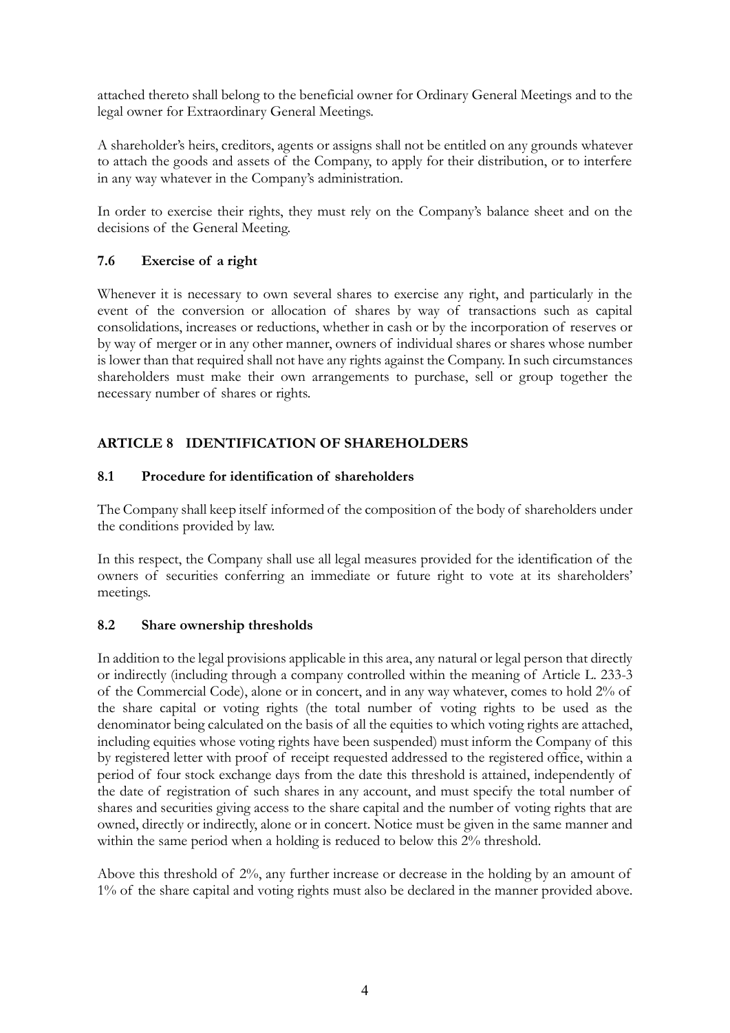attached thereto shall belong to the beneficial owner for Ordinary General Meetings and to the legal owner for Extraordinary General Meetings.

A shareholder's heirs, creditors, agents or assigns shall not be entitled on any grounds whatever to attach the goods and assets of the Company, to apply for their distribution, or to interfere in any way whatever in the Company's administration.

In order to exercise their rights, they must rely on the Company's balance sheet and on the decisions of the General Meeting.

### 7.6 Exercise of a right

Whenever it is necessary to own several shares to exercise any right, and particularly in the event of the conversion or allocation of shares by way of transactions such as capital consolidations, increases or reductions, whether in cash or by the incorporation of reserves or by way of merger or in any other manner, owners of individual shares or shares whose number is lower than that required shall not have any rights against the Company. In such circumstances shareholders must make their own arrangements to purchase, sell or group together the necessary number of shares or rights.

## ARTICLE 8 IDENTIFICATION OF SHAREHOLDERS

### 8.1 Procedure for identification of shareholders

The Company shall keep itself informed of the composition of the body of shareholders under the conditions provided by law.

In this respect, the Company shall use all legal measures provided for the identification of the owners of securities conferring an immediate or future right to vote at its shareholders' meetings.

### 8.2 Share ownership thresholds

In addition to the legal provisions applicable in this area, any natural or legal person that directly or indirectly (including through a company controlled within the meaning of Article L. 233-3 of the Commercial Code), alone or in concert, and in any way whatever, comes to hold 2% of the share capital or voting rights (the total number of voting rights to be used as the denominator being calculated on the basis of all the equities to which voting rights are attached, including equities whose voting rights have been suspended) must inform the Company of this by registered letter with proof of receipt requested addressed to the registered office, within a period of four stock exchange days from the date this threshold is attained, independently of the date of registration of such shares in any account, and must specify the total number of shares and securities giving access to the share capital and the number of voting rights that are owned, directly or indirectly, alone or in concert. Notice must be given in the same manner and within the same period when a holding is reduced to below this 2% threshold.

Above this threshold of 2%, any further increase or decrease in the holding by an amount of 1% of the share capital and voting rights must also be declared in the manner provided above.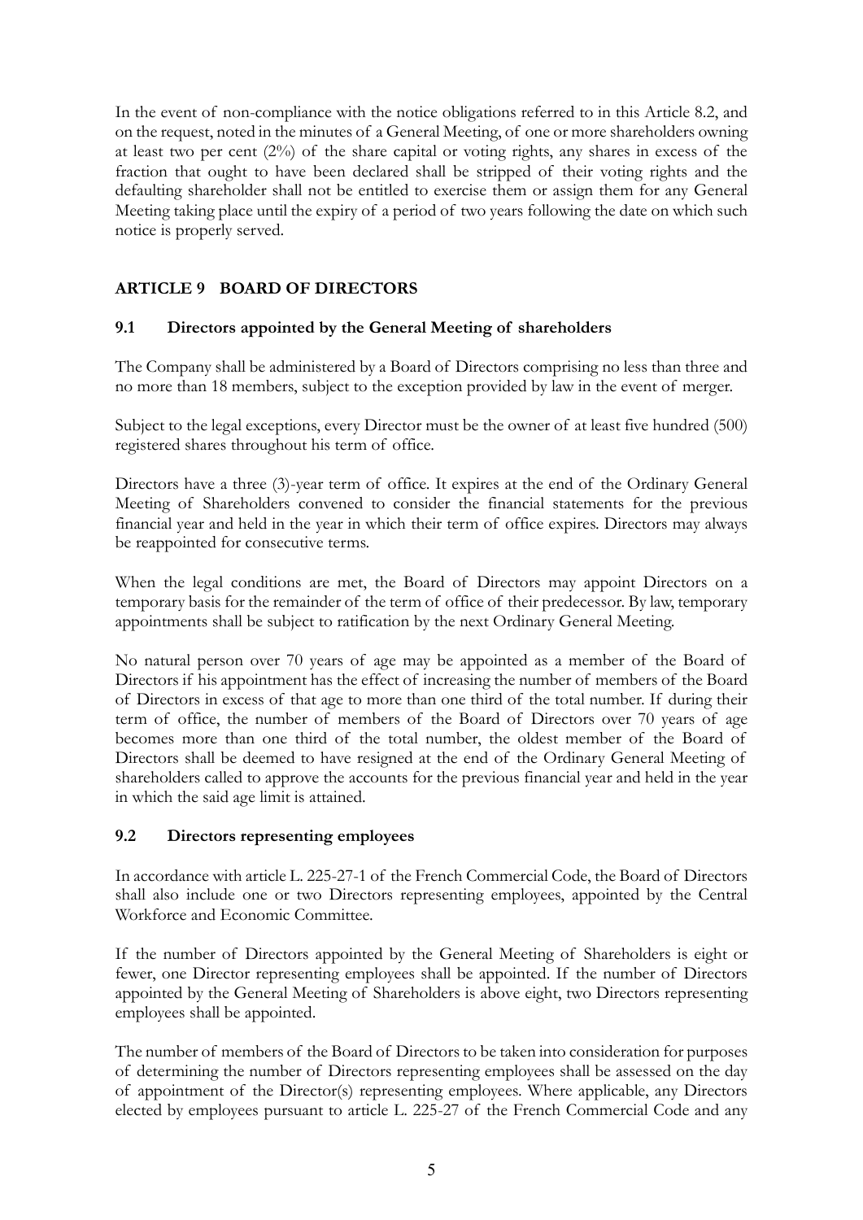In the event of non-compliance with the notice obligations referred to in this Article 8.2, and on the request, noted in the minutes of a General Meeting, of one or more shareholders owning at least two per cent (2%) of the share capital or voting rights, any shares in excess of the fraction that ought to have been declared shall be stripped of their voting rights and the defaulting shareholder shall not be entitled to exercise them or assign them for any General Meeting taking place until the expiry of a period of two years following the date on which such notice is properly served.

## ARTICLE 9 BOARD OF DIRECTORS

### 9.1 Directors appointed by the General Meeting of shareholders

The Company shall be administered by a Board of Directors comprising no less than three and no more than 18 members, subject to the exception provided by law in the event of merger.

Subject to the legal exceptions, every Director must be the owner of at least five hundred (500) registered shares throughout his term of office.

Directors have a three (3)-year term of office. It expires at the end of the Ordinary General Meeting of Shareholders convened to consider the financial statements for the previous financial year and held in the year in which their term of office expires. Directors may always be reappointed for consecutive terms.

When the legal conditions are met, the Board of Directors may appoint Directors on a temporary basis for the remainder of the term of office of their predecessor. By law, temporary appointments shall be subject to ratification by the next Ordinary General Meeting.

No natural person over 70 years of age may be appointed as a member of the Board of Directors if his appointment has the effect of increasing the number of members of the Board of Directors in excess of that age to more than one third of the total number. If during their term of office, the number of members of the Board of Directors over 70 years of age becomes more than one third of the total number, the oldest member of the Board of Directors shall be deemed to have resigned at the end of the Ordinary General Meeting of shareholders called to approve the accounts for the previous financial year and held in the year in which the said age limit is attained.

### 9.2 Directors representing employees

In accordance with article L. 225-27-1 of the French Commercial Code, the Board of Directors shall also include one or two Directors representing employees, appointed by the Central Workforce and Economic Committee.

If the number of Directors appointed by the General Meeting of Shareholders is eight or fewer, one Director representing employees shall be appointed. If the number of Directors appointed by the General Meeting of Shareholders is above eight, two Directors representing employees shall be appointed.

The number of members of the Board of Directors to be taken into consideration for purposes of determining the number of Directors representing employees shall be assessed on the day of appointment of the Director(s) representing employees. Where applicable, any Directors elected by employees pursuant to article L. 225-27 of the French Commercial Code and any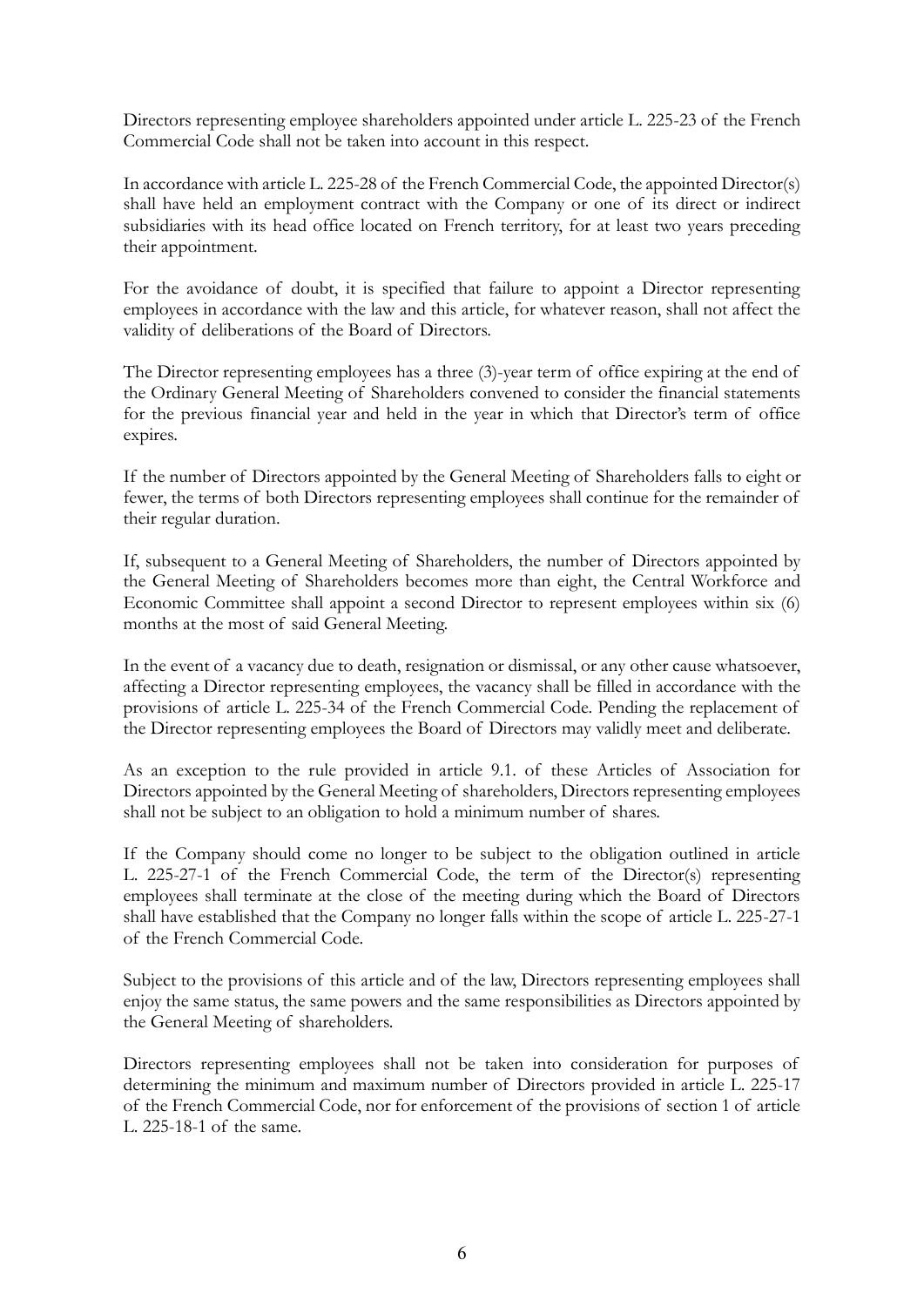Directors representing employee shareholders appointed under article L. 225-23 of the French Commercial Code shall not be taken into account in this respect.

In accordance with article L. 225-28 of the French Commercial Code, the appointed Director(s) shall have held an employment contract with the Company or one of its direct or indirect subsidiaries with its head office located on French territory, for at least two years preceding their appointment.

For the avoidance of doubt, it is specified that failure to appoint a Director representing employees in accordance with the law and this article, for whatever reason, shall not affect the validity of deliberations of the Board of Directors.

The Director representing employees has a three (3)-year term of office expiring at the end of the Ordinary General Meeting of Shareholders convened to consider the financial statements for the previous financial year and held in the year in which that Director's term of office expires.

If the number of Directors appointed by the General Meeting of Shareholders falls to eight or fewer, the terms of both Directors representing employees shall continue for the remainder of their regular duration.

If, subsequent to a General Meeting of Shareholders, the number of Directors appointed by the General Meeting of Shareholders becomes more than eight, the Central Workforce and Economic Committee shall appoint a second Director to represent employees within six (6) months at the most of said General Meeting.

In the event of a vacancy due to death, resignation or dismissal, or any other cause whatsoever, affecting a Director representing employees, the vacancy shall be filled in accordance with the provisions of article L. 225-34 of the French Commercial Code. Pending the replacement of the Director representing employees the Board of Directors may validly meet and deliberate.

As an exception to the rule provided in article 9.1. of these Articles of Association for Directors appointed by the General Meeting of shareholders, Directors representing employees shall not be subject to an obligation to hold a minimum number of shares.

If the Company should come no longer to be subject to the obligation outlined in article L. 225-27-1 of the French Commercial Code, the term of the Director(s) representing employees shall terminate at the close of the meeting during which the Board of Directors shall have established that the Company no longer falls within the scope of article L. 225-27-1 of the French Commercial Code.

Subject to the provisions of this article and of the law, Directors representing employees shall enjoy the same status, the same powers and the same responsibilities as Directors appointed by the General Meeting of shareholders.

Directors representing employees shall not be taken into consideration for purposes of determining the minimum and maximum number of Directors provided in article L. 225-17 of the French Commercial Code, nor for enforcement of the provisions of section 1 of article L. 225-18-1 of the same.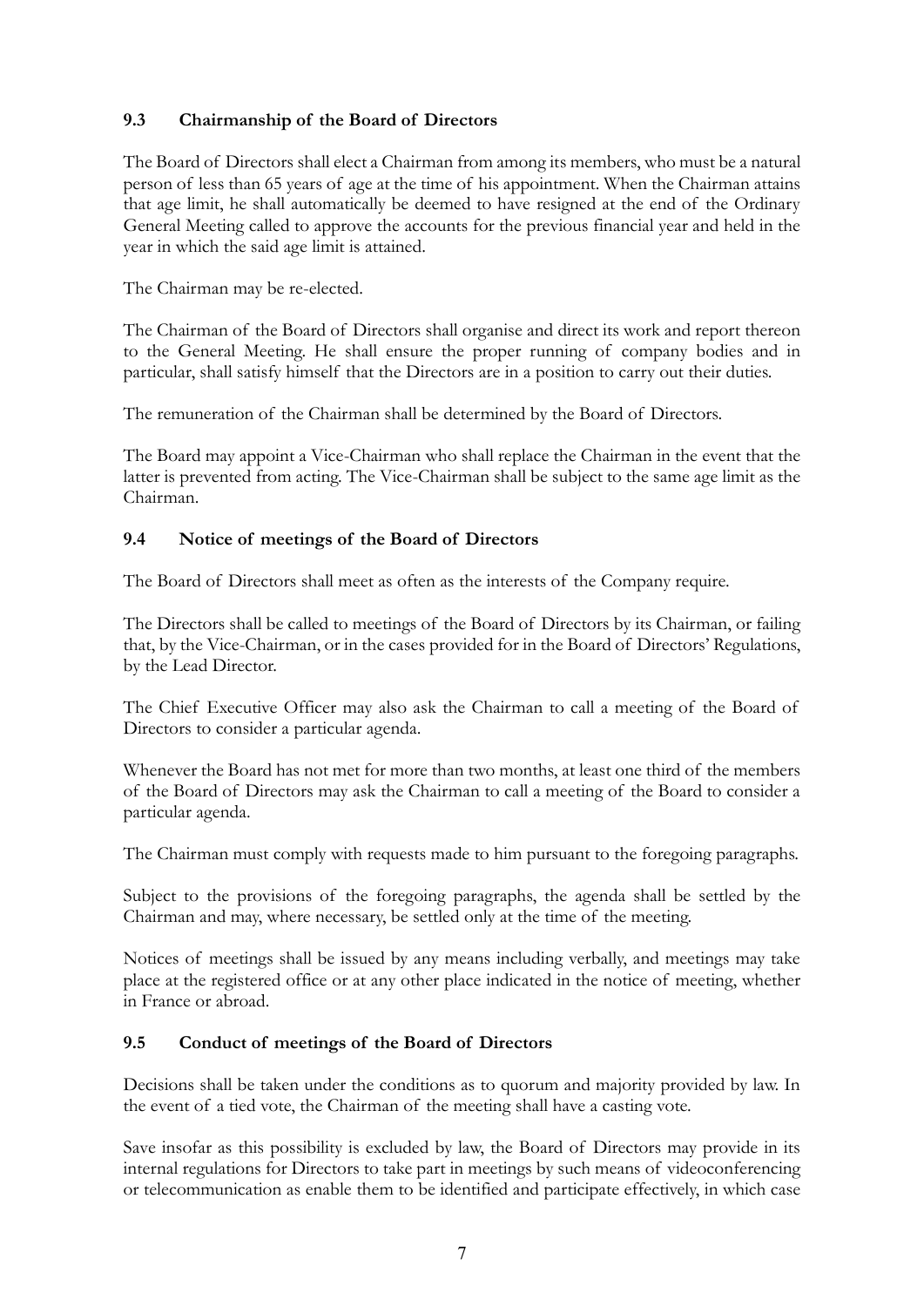### 9.3 Chairmanship of the Board of Directors

The Board of Directors shall elect a Chairman from among its members, who must be a natural person of less than 65 years of age at the time of his appointment. When the Chairman attains that age limit, he shall automatically be deemed to have resigned at the end of the Ordinary General Meeting called to approve the accounts for the previous financial year and held in the year in which the said age limit is attained.

The Chairman may be re-elected.

The Chairman of the Board of Directors shall organise and direct its work and report thereon to the General Meeting. He shall ensure the proper running of company bodies and in particular, shall satisfy himself that the Directors are in a position to carry out their duties.

The remuneration of the Chairman shall be determined by the Board of Directors.

The Board may appoint a Vice-Chairman who shall replace the Chairman in the event that the latter is prevented from acting. The Vice-Chairman shall be subject to the same age limit as the Chairman.

### 9.4 Notice of meetings of the Board of Directors

The Board of Directors shall meet as often as the interests of the Company require.

The Directors shall be called to meetings of the Board of Directors by its Chairman, or failing that, by the Vice-Chairman, or in the cases provided for in the Board of Directors' Regulations, by the Lead Director.

The Chief Executive Officer may also ask the Chairman to call a meeting of the Board of Directors to consider a particular agenda.

Whenever the Board has not met for more than two months, at least one third of the members of the Board of Directors may ask the Chairman to call a meeting of the Board to consider a particular agenda.

The Chairman must comply with requests made to him pursuant to the foregoing paragraphs.

Subject to the provisions of the foregoing paragraphs, the agenda shall be settled by the Chairman and may, where necessary, be settled only at the time of the meeting.

Notices of meetings shall be issued by any means including verbally, and meetings may take place at the registered office or at any other place indicated in the notice of meeting, whether in France or abroad.

### 9.5 Conduct of meetings of the Board of Directors

Decisions shall be taken under the conditions as to quorum and majority provided by law. In the event of a tied vote, the Chairman of the meeting shall have a casting vote.

Save insofar as this possibility is excluded by law, the Board of Directors may provide in its internal regulations for Directors to take part in meetings by such means of videoconferencing or telecommunication as enable them to be identified and participate effectively, in which case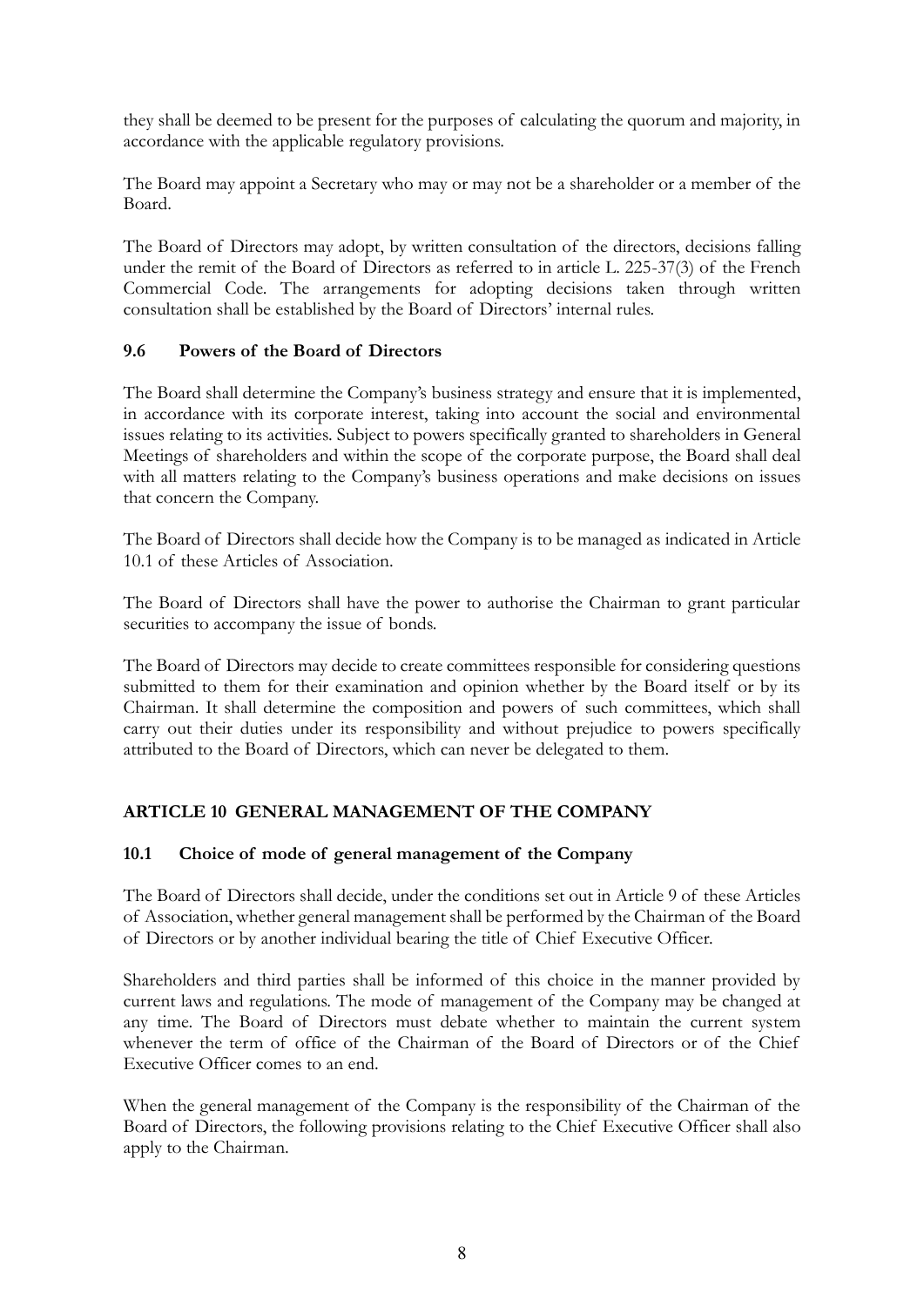they shall be deemed to be present for the purposes of calculating the quorum and majority, in accordance with the applicable regulatory provisions.

The Board may appoint a Secretary who may or may not be a shareholder or a member of the Board.

The Board of Directors may adopt, by written consultation of the directors, decisions falling under the remit of the Board of Directors as referred to in article L. 225-37(3) of the French Commercial Code. The arrangements for adopting decisions taken through written consultation shall be established by the Board of Directors' internal rules.

### 9.6 Powers of the Board of Directors

The Board shall determine the Company's business strategy and ensure that it is implemented, in accordance with its corporate interest, taking into account the social and environmental issues relating to its activities. Subject to powers specifically granted to shareholders in General Meetings of shareholders and within the scope of the corporate purpose, the Board shall deal with all matters relating to the Company's business operations and make decisions on issues that concern the Company.

The Board of Directors shall decide how the Company is to be managed as indicated in Article 10.1 of these Articles of Association.

The Board of Directors shall have the power to authorise the Chairman to grant particular securities to accompany the issue of bonds.

The Board of Directors may decide to create committees responsible for considering questions submitted to them for their examination and opinion whether by the Board itself or by its Chairman. It shall determine the composition and powers of such committees, which shall carry out their duties under its responsibility and without prejudice to powers specifically attributed to the Board of Directors, which can never be delegated to them.

## ARTICLE 10 GENERAL MANAGEMENT OF THE COMPANY

### 10.1 Choice of mode of general management of the Company

The Board of Directors shall decide, under the conditions set out in Article 9 of these Articles of Association, whether general management shall be performed by the Chairman of the Board of Directors or by another individual bearing the title of Chief Executive Officer.

Shareholders and third parties shall be informed of this choice in the manner provided by current laws and regulations. The mode of management of the Company may be changed at any time. The Board of Directors must debate whether to maintain the current system whenever the term of office of the Chairman of the Board of Directors or of the Chief Executive Officer comes to an end.

When the general management of the Company is the responsibility of the Chairman of the Board of Directors, the following provisions relating to the Chief Executive Officer shall also apply to the Chairman.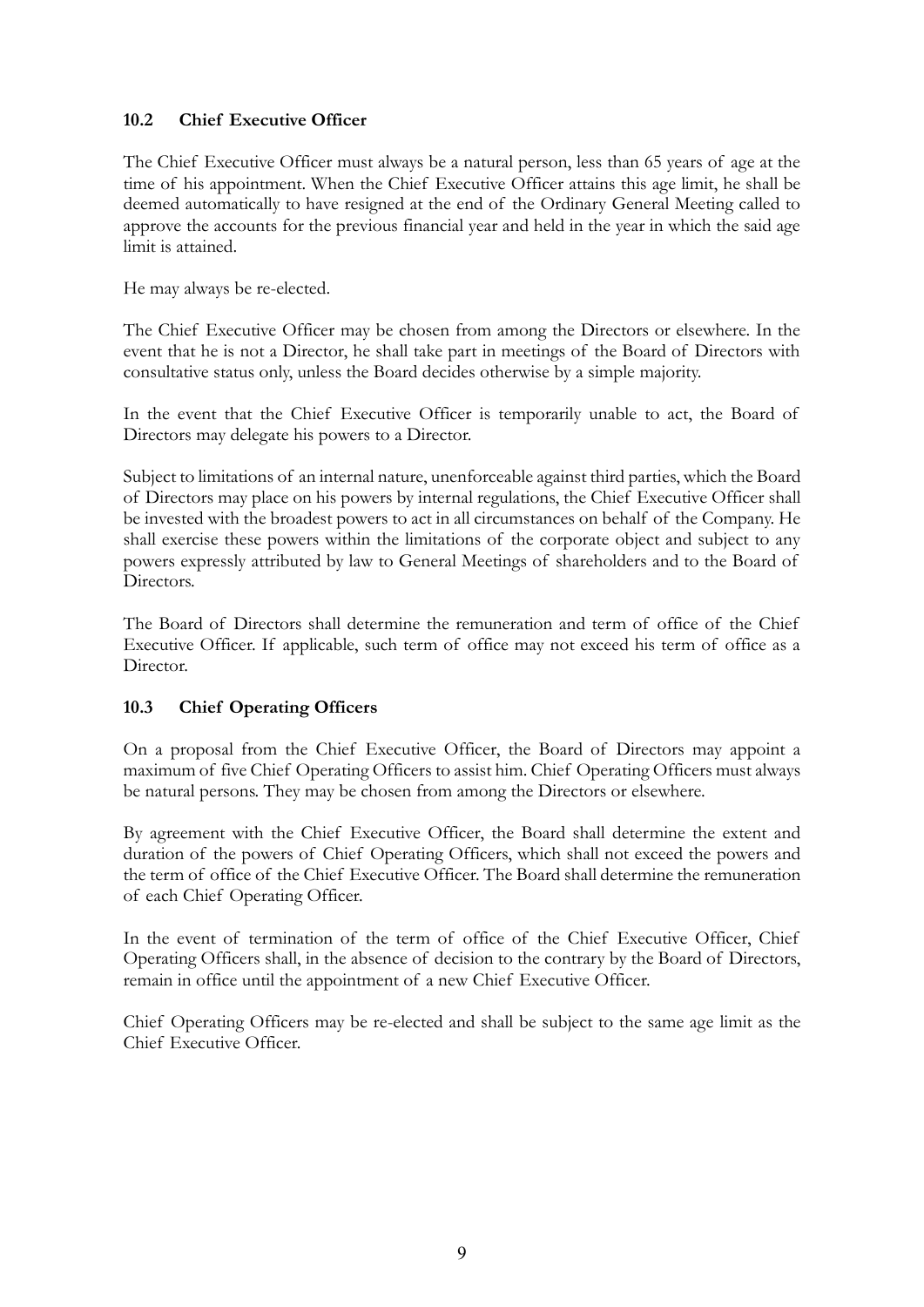### 10.2 Chief Executive Officer

The Chief Executive Officer must always be a natural person, less than 65 years of age at the time of his appointment. When the Chief Executive Officer attains this age limit, he shall be deemed automatically to have resigned at the end of the Ordinary General Meeting called to approve the accounts for the previous financial year and held in the year in which the said age limit is attained.

He may always be re-elected.

The Chief Executive Officer may be chosen from among the Directors or elsewhere. In the event that he is not a Director, he shall take part in meetings of the Board of Directors with consultative status only, unless the Board decides otherwise by a simple majority.

In the event that the Chief Executive Officer is temporarily unable to act, the Board of Directors may delegate his powers to a Director.

Subject to limitations of an internal nature, unenforceable against third parties, which the Board of Directors may place on his powers by internal regulations, the Chief Executive Officer shall be invested with the broadest powers to act in all circumstances on behalf of the Company. He shall exercise these powers within the limitations of the corporate object and subject to any powers expressly attributed by law to General Meetings of shareholders and to the Board of Directors.

The Board of Directors shall determine the remuneration and term of office of the Chief Executive Officer. If applicable, such term of office may not exceed his term of office as a Director.

### 10.3 Chief Operating Officers

On a proposal from the Chief Executive Officer, the Board of Directors may appoint a maximum of five Chief Operating Officers to assist him. Chief Operating Officers must always be natural persons. They may be chosen from among the Directors or elsewhere.

By agreement with the Chief Executive Officer, the Board shall determine the extent and duration of the powers of Chief Operating Officers, which shall not exceed the powers and the term of office of the Chief Executive Officer. The Board shall determine the remuneration of each Chief Operating Officer.

In the event of termination of the term of office of the Chief Executive Officer, Chief Operating Officers shall, in the absence of decision to the contrary by the Board of Directors, remain in office until the appointment of a new Chief Executive Officer.

Chief Operating Officers may be re-elected and shall be subject to the same age limit as the Chief Executive Officer.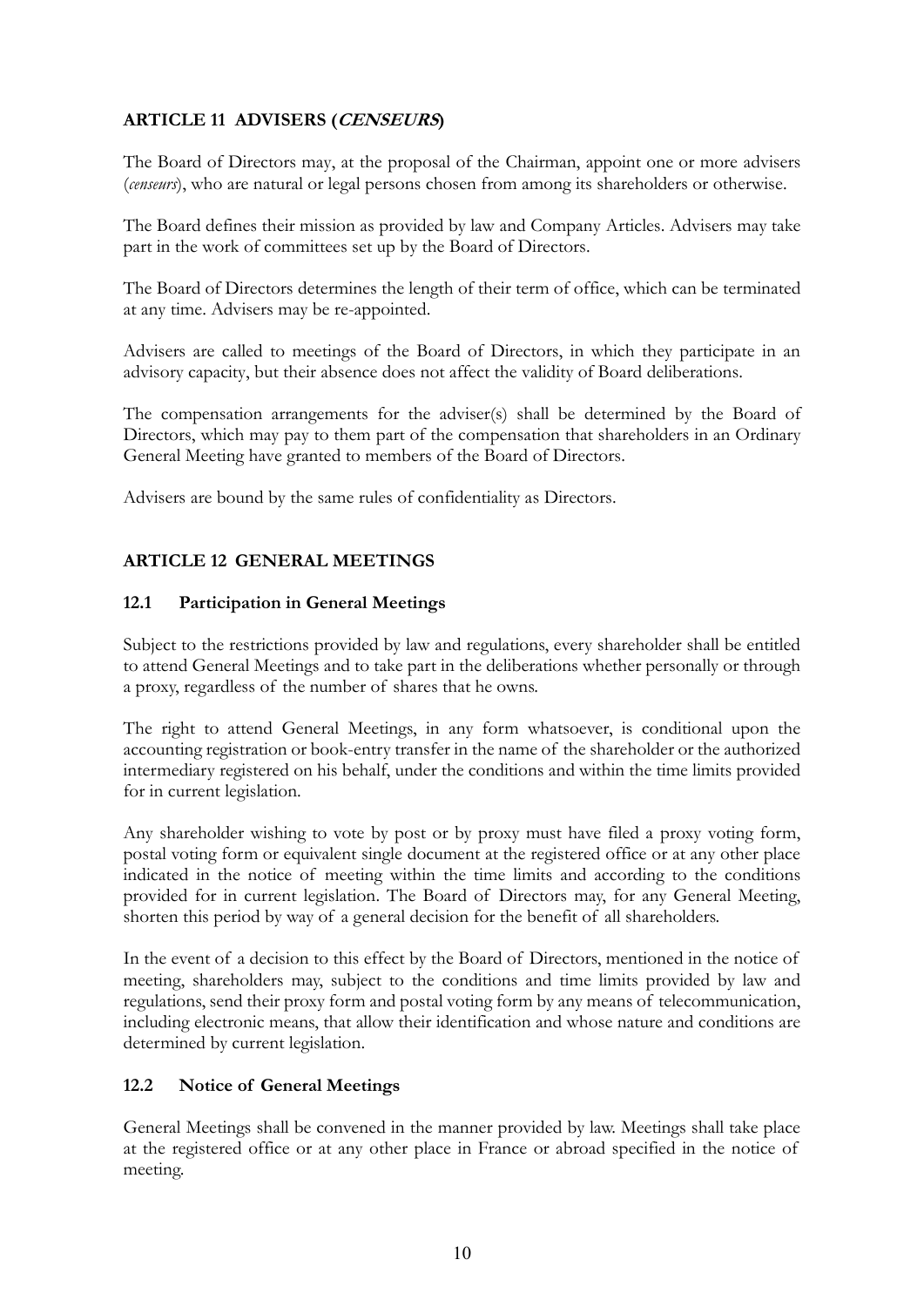## ARTICLE 11 ADVISERS (*CENSEURS*)

The Board of Directors may, at the proposal of the Chairman, appoint one or more advisers (*censeurs*), who are natural or legal persons chosen from among its shareholders or otherwise.

The Board defines their mission as provided by law and Company Articles. Advisers may take part in the work of committees set up by the Board of Directors.

The Board of Directors determines the length of their term of office, which can be terminated at any time. Advisers may be re-appointed.

Advisers are called to meetings of the Board of Directors, in which they participate in an advisory capacity, but their absence does not affect the validity of Board deliberations.

The compensation arrangements for the adviser(s) shall be determined by the Board of Directors, which may pay to them part of the compensation that shareholders in an Ordinary General Meeting have granted to members of the Board of Directors.

Advisers are bound by the same rules of confidentiality as Directors.

## ARTICLE 12 GENERAL MEETINGS

### 12.1 Participation in General Meetings

Subject to the restrictions provided by law and regulations, every shareholder shall be entitled to attend General Meetings and to take part in the deliberations whether personally or through a proxy, regardless of the number of shares that he owns.

The right to attend General Meetings, in any form whatsoever, is conditional upon the accounting registration or book-entry transfer in the name of the shareholder or the authorized intermediary registered on his behalf, under the conditions and within the time limits provided for in current legislation.

Any shareholder wishing to vote by post or by proxy must have filed a proxy voting form, postal voting form or equivalent single document at the registered office or at any other place indicated in the notice of meeting within the time limits and according to the conditions provided for in current legislation. The Board of Directors may, for any General Meeting, shorten this period by way of a general decision for the benefit of all shareholders.

In the event of a decision to this effect by the Board of Directors, mentioned in the notice of meeting, shareholders may, subject to the conditions and time limits provided by law and regulations, send their proxy form and postal voting form by any means of telecommunication, including electronic means, that allow their identification and whose nature and conditions are determined by current legislation.

### 12.2 Notice of General Meetings

General Meetings shall be convened in the manner provided by law. Meetings shall take place at the registered office or at any other place in France or abroad specified in the notice of meeting.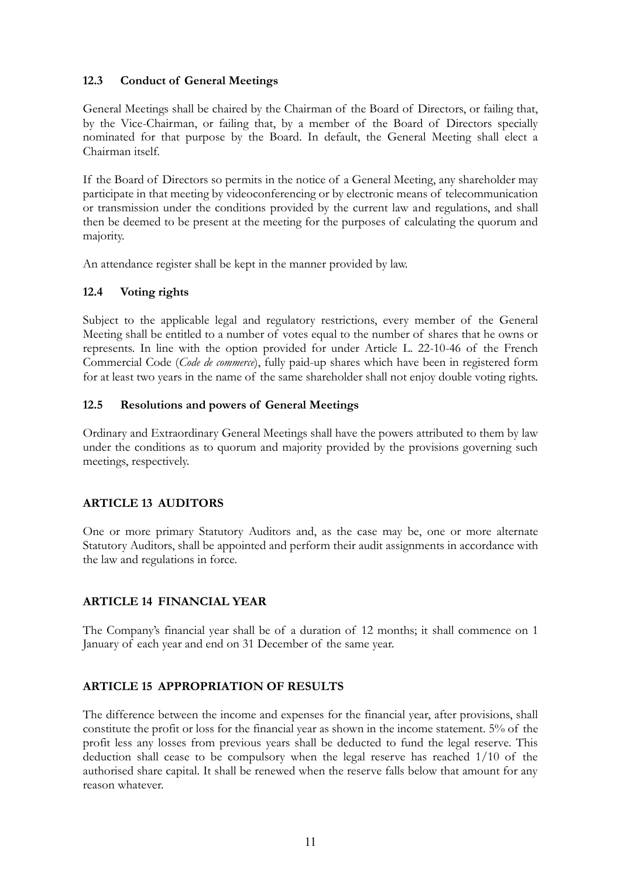### 12.3 Conduct of General Meetings

General Meetings shall be chaired by the Chairman of the Board of Directors, or failing that, by the Vice-Chairman, or failing that, by a member of the Board of Directors specially nominated for that purpose by the Board. In default, the General Meeting shall elect a Chairman itself.

If the Board of Directors so permits in the notice of a General Meeting, any shareholder may participate in that meeting by videoconferencing or by electronic means of telecommunication or transmission under the conditions provided by the current law and regulations, and shall then be deemed to be present at the meeting for the purposes of calculating the quorum and majority.

An attendance register shall be kept in the manner provided by law.

### 12.4 Voting rights

Subject to the applicable legal and regulatory restrictions, every member of the General Meeting shall be entitled to a number of votes equal to the number of shares that he owns or represents. In line with the option provided for under Article L. 22-10-46 of the French Commercial Code (*Code de commerce*), fully paid-up shares which have been in registered form for at least two years in the name of the same shareholder shall not enjoy double voting rights.

### 12.5 Resolutions and powers of General Meetings

Ordinary and Extraordinary General Meetings shall have the powers attributed to them by law under the conditions as to quorum and majority provided by the provisions governing such meetings, respectively.

## ARTICLE 13 AUDITORS

One or more primary Statutory Auditors and, as the case may be, one or more alternate Statutory Auditors, shall be appointed and perform their audit assignments in accordance with the law and regulations in force.

## ARTICLE 14 FINANCIAL YEAR

The Company's financial year shall be of a duration of 12 months; it shall commence on 1 January of each year and end on 31 December of the same year.

## ARTICLE 15 APPROPRIATION OF RESULTS

The difference between the income and expenses for the financial year, after provisions, shall constitute the profit or loss for the financial year as shown in the income statement. 5% of the profit less any losses from previous years shall be deducted to fund the legal reserve. This deduction shall cease to be compulsory when the legal reserve has reached 1/10 of the authorised share capital. It shall be renewed when the reserve falls below that amount for any reason whatever.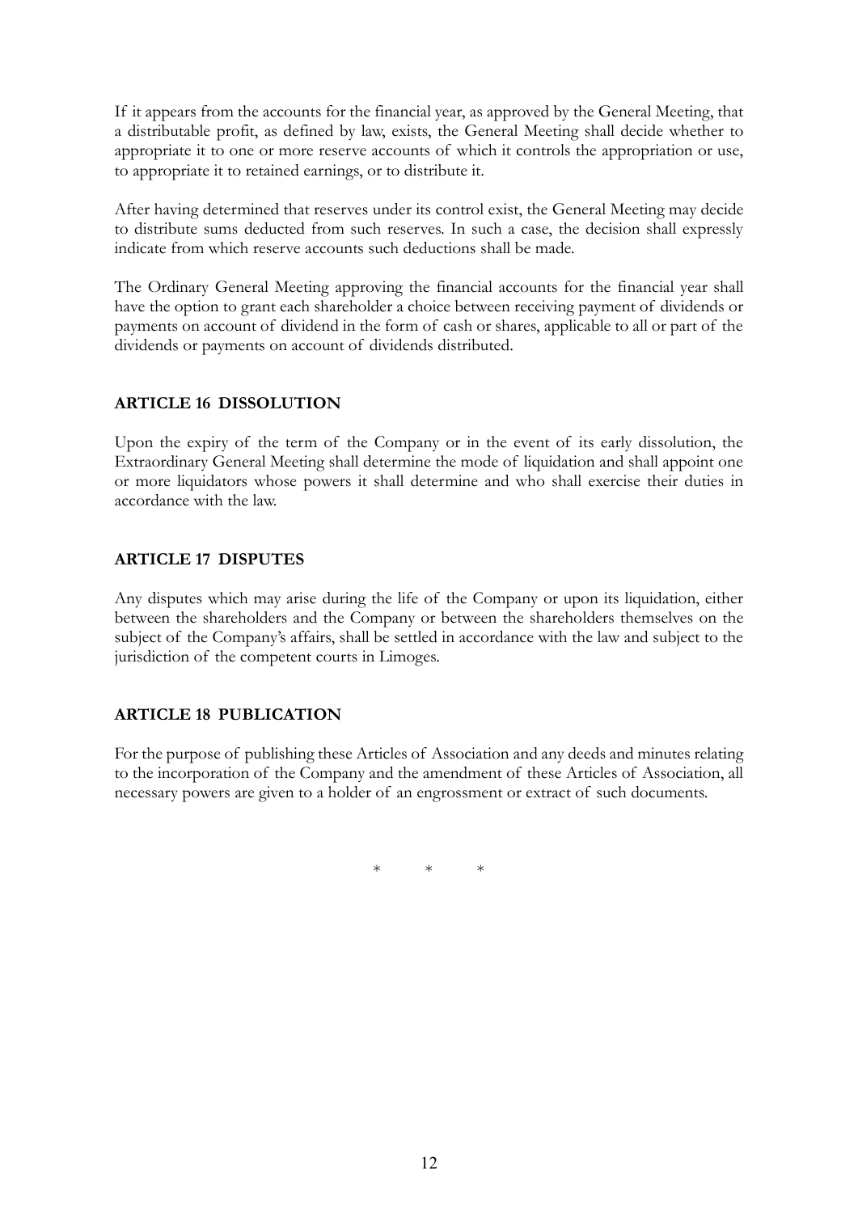If it appears from the accounts for the financial year, as approved by the General Meeting, that a distributable profit, as defined by law, exists, the General Meeting shall decide whether to appropriate it to one or more reserve accounts of which it controls the appropriation or use, to appropriate it to retained earnings, or to distribute it.

After having determined that reserves under its control exist, the General Meeting may decide to distribute sums deducted from such reserves. In such a case, the decision shall expressly indicate from which reserve accounts such deductions shall be made.

The Ordinary General Meeting approving the financial accounts for the financial year shall have the option to grant each shareholder a choice between receiving payment of dividends or payments on account of dividend in the form of cash or shares, applicable to all or part of the dividends or payments on account of dividends distributed.

## ARTICLE 16 DISSOLUTION

Upon the expiry of the term of the Company or in the event of its early dissolution, the Extraordinary General Meeting shall determine the mode of liquidation and shall appoint one or more liquidators whose powers it shall determine and who shall exercise their duties in accordance with the law.

## ARTICLE 17 DISPUTES

Any disputes which may arise during the life of the Company or upon its liquidation, either between the shareholders and the Company or between the shareholders themselves on the subject of the Company's affairs, shall be settled in accordance with the law and subject to the jurisdiction of the competent courts in Limoges.

## ARTICLE 18 PUBLICATION

For the purpose of publishing these Articles of Association and any deeds and minutes relating to the incorporation of the Company and the amendment of these Articles of Association, all necessary powers are given to a holder of an engrossment or extract of such documents.

\* \* \*